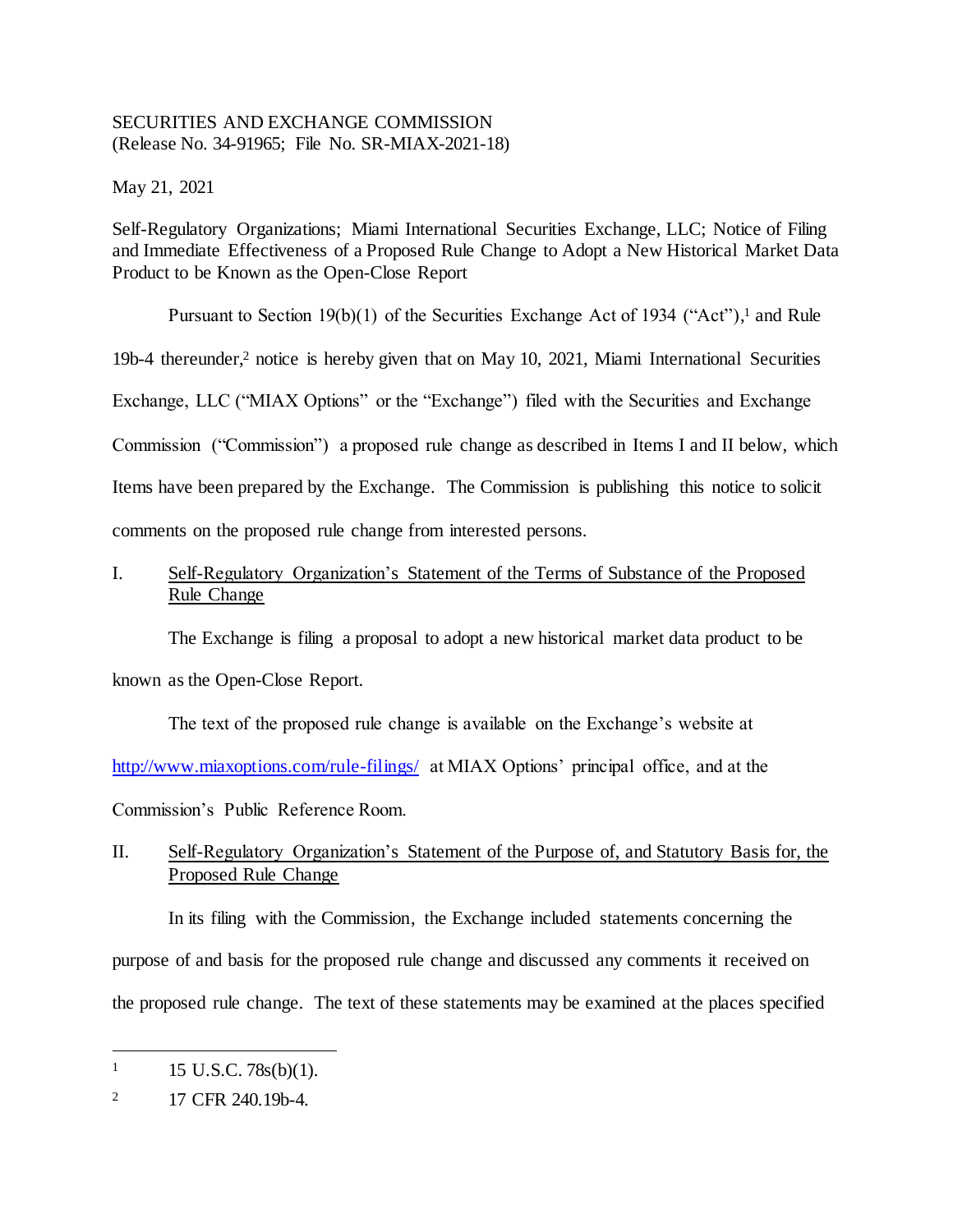SECURITIES AND EXCHANGE COMMISSION
(Release No. 34-91965; File No. SR-MIAX-2021-18)

May 21, 2021

Self-Regulatory Organizations; Miami International Securities Exchange, LLC; Notice of Filing and Immediate Effectiveness of a Proposed Rule Change to Adopt a New Historical Market Data Product to be Known as the Open-Close Report

Pursuant to Section 19(b)(1) of the Securities Exchange Act of 1934 ("Act"),[1] and Rule 19b-4 thereunder,[2] notice is hereby given that on May 10, 2021, Miami International Securities Exchange, LLC ("MIAX Options" or the "Exchange") filed with the Securities and Exchange Commission ("Commission") a proposed rule change as described in Items I and II below, which Items have been prepared by the Exchange. The Commission is publishing this notice to solicit comments on the proposed rule change from interested persons.

## I. Self-Regulatory Organization's Statement of the Terms of Substance of the Proposed Rule Change

The Exchange is filing a proposal to adopt a new historical market data product to be known as the Open-Close Report.

The text of the proposed rule change is available on the Exchange's website at http://www.miaxoptions.com/rule-filings/ at MIAX Options' principal office, and at the Commission's Public Reference Room.

## II. Self-Regulatory Organization's Statement of the Purpose of, and Statutory Basis for, the Proposed Rule Change

In its filing with the Commission, the Exchange included statements concerning the purpose of and basis for the proposed rule change and discussed any comments it received on the proposed rule change. The text of these statements may be examined at the places specified

---

[1] 15 U.S.C. 78s(b)(1).

[2] 17 CFR 240.19b-4.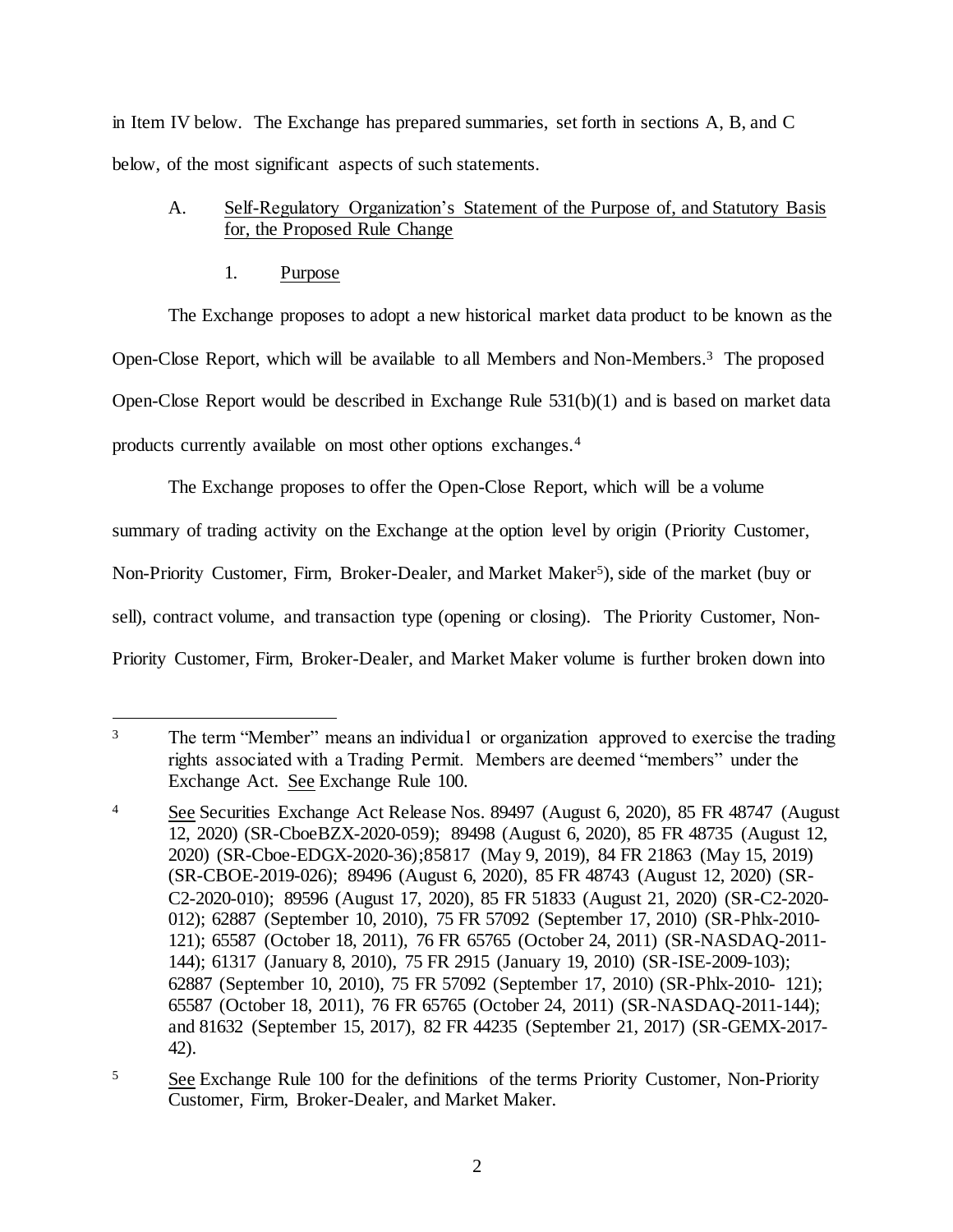in Item IV below. The Exchange has prepared summaries, set forth in sections A, B, and C below, of the most significant aspects of such statements.

A. Self-Regulatory Organization's Statement of the Purpose of, and Statutory Basis for, the Proposed Rule Change

1. Purpose

The Exchange proposes to adopt a new historical market data product to be known as the Open-Close Report, which will be available to all Members and Non-Members.[3] The proposed Open-Close Report would be described in Exchange Rule 531(b)(1) and is based on market data products currently available on most other options exchanges.[4]

The Exchange proposes to offer the Open-Close Report, which will be a volume summary of trading activity on the Exchange at the option level by origin (Priority Customer, Non-Priority Customer, Firm, Broker-Dealer, and Market Maker[5]), side of the market (buy or sell), contract volume, and transaction type (opening or closing). The Priority Customer, Non-Priority Customer, Firm, Broker-Dealer, and Market Maker volume is further broken down into

---

[3] The term "Member" means an individual or organization approved to exercise the trading rights associated with a Trading Permit. Members are deemed "members" under the Exchange Act. See Exchange Rule 100.

[4] See Securities Exchange Act Release Nos. 89497 (August 6, 2020), 85 FR 48747 (August 12, 2020) (SR-CboeBZX-2020-059); 89498 (August 6, 2020), 85 FR 48735 (August 12, 2020) (SR-Cboe-EDGX-2020-36);85817 (May 9, 2019), 84 FR 21863 (May 15, 2019) (SR-CBOE-2019-026); 89496 (August 6, 2020), 85 FR 48743 (August 12, 2020) (SR-C2-2020-010); 89596 (August 17, 2020), 85 FR 51833 (August 21, 2020) (SR-C2-2020-012); 62887 (September 10, 2010), 75 FR 57092 (September 17, 2010) (SR-Phlx-2010-121); 65587 (October 18, 2011), 76 FR 65765 (October 24, 2011) (SR-NASDAQ-2011-144); 61317 (January 8, 2010), 75 FR 2915 (January 19, 2010) (SR-ISE-2009-103); 62887 (September 10, 2010), 75 FR 57092 (September 17, 2010) (SR-Phlx-2010- 121); 65587 (October 18, 2011), 76 FR 65765 (October 24, 2011) (SR-NASDAQ-2011-144); and 81632 (September 15, 2017), 82 FR 44235 (September 21, 2017) (SR-GEMX-2017-42).

[5] See Exchange Rule 100 for the definitions of the terms Priority Customer, Non-Priority Customer, Firm, Broker-Dealer, and Market Maker.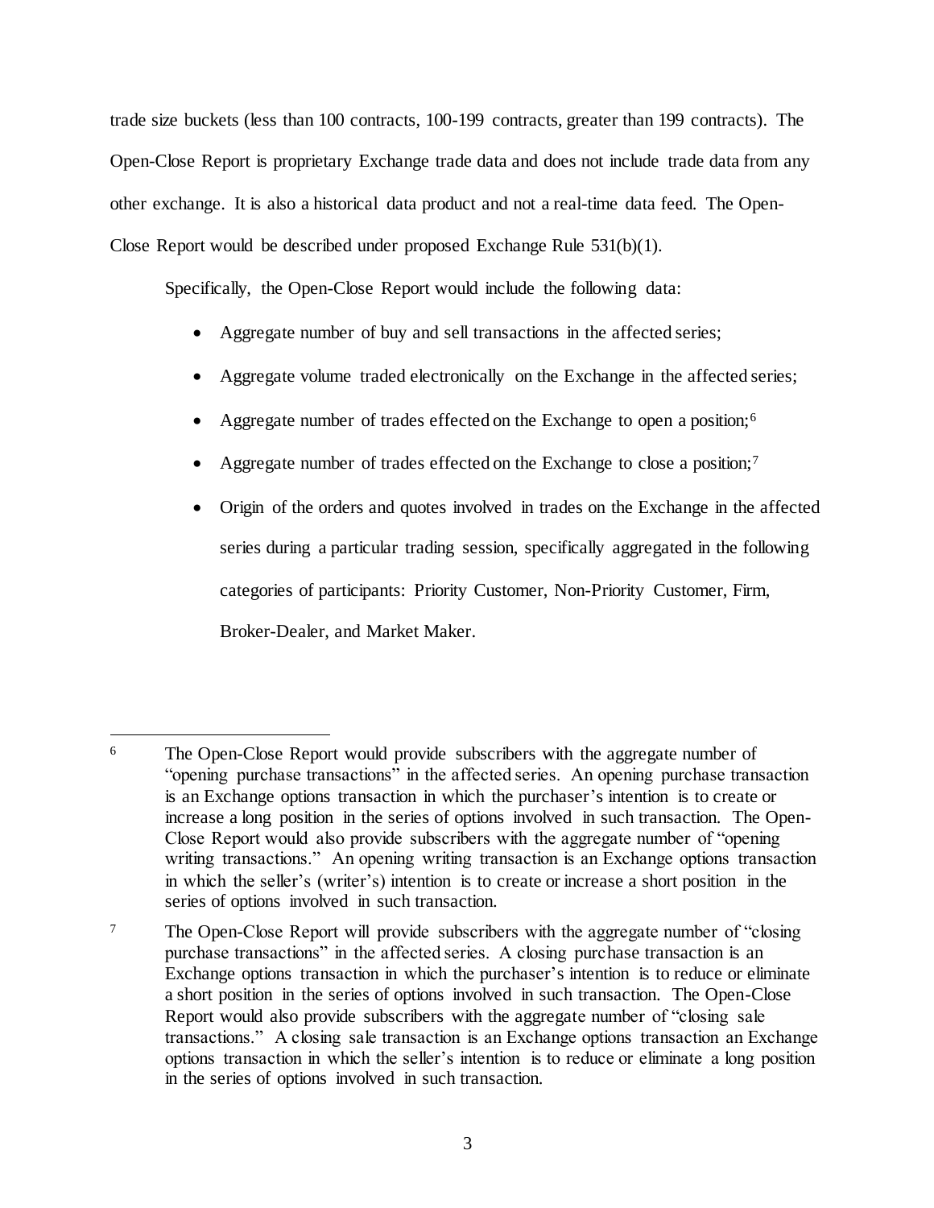trade size buckets (less than 100 contracts, 100-199 contracts, greater than 199 contracts). The Open-Close Report is proprietary Exchange trade data and does not include trade data from any other exchange. It is also a historical data product and not a real-time data feed. The Open-Close Report would be described under proposed Exchange Rule 531(b)(1).

Specifically, the Open-Close Report would include the following data:

- Aggregate number of buy and sell transactions in the affected series;
- Aggregate volume traded electronically on the Exchange in the affected series;
- Aggregate number of trades effected on the Exchange to open a position;[6]
- Aggregate number of trades effected on the Exchange to close a position;[7]
- Origin of the orders and quotes involved in trades on the Exchange in the affected series during a particular trading session, specifically aggregated in the following categories of participants: Priority Customer, Non-Priority Customer, Firm, Broker-Dealer, and Market Maker.

---

[6] The Open-Close Report would provide subscribers with the aggregate number of "opening purchase transactions" in the affected series. An opening purchase transaction is an Exchange options transaction in which the purchaser's intention is to create or increase a long position in the series of options involved in such transaction. The Open-Close Report would also provide subscribers with the aggregate number of "opening writing transactions." An opening writing transaction is an Exchange options transaction in which the seller's (writer's) intention is to create or increase a short position in the series of options involved in such transaction.

[7] The Open-Close Report will provide subscribers with the aggregate number of "closing purchase transactions" in the affected series. A closing purchase transaction is an Exchange options transaction in which the purchaser's intention is to reduce or eliminate a short position in the series of options involved in such transaction. The Open-Close Report would also provide subscribers with the aggregate number of "closing sale transactions." A closing sale transaction is an Exchange options transaction an Exchange options transaction in which the seller's intention is to reduce or eliminate a long position in the series of options involved in such transaction.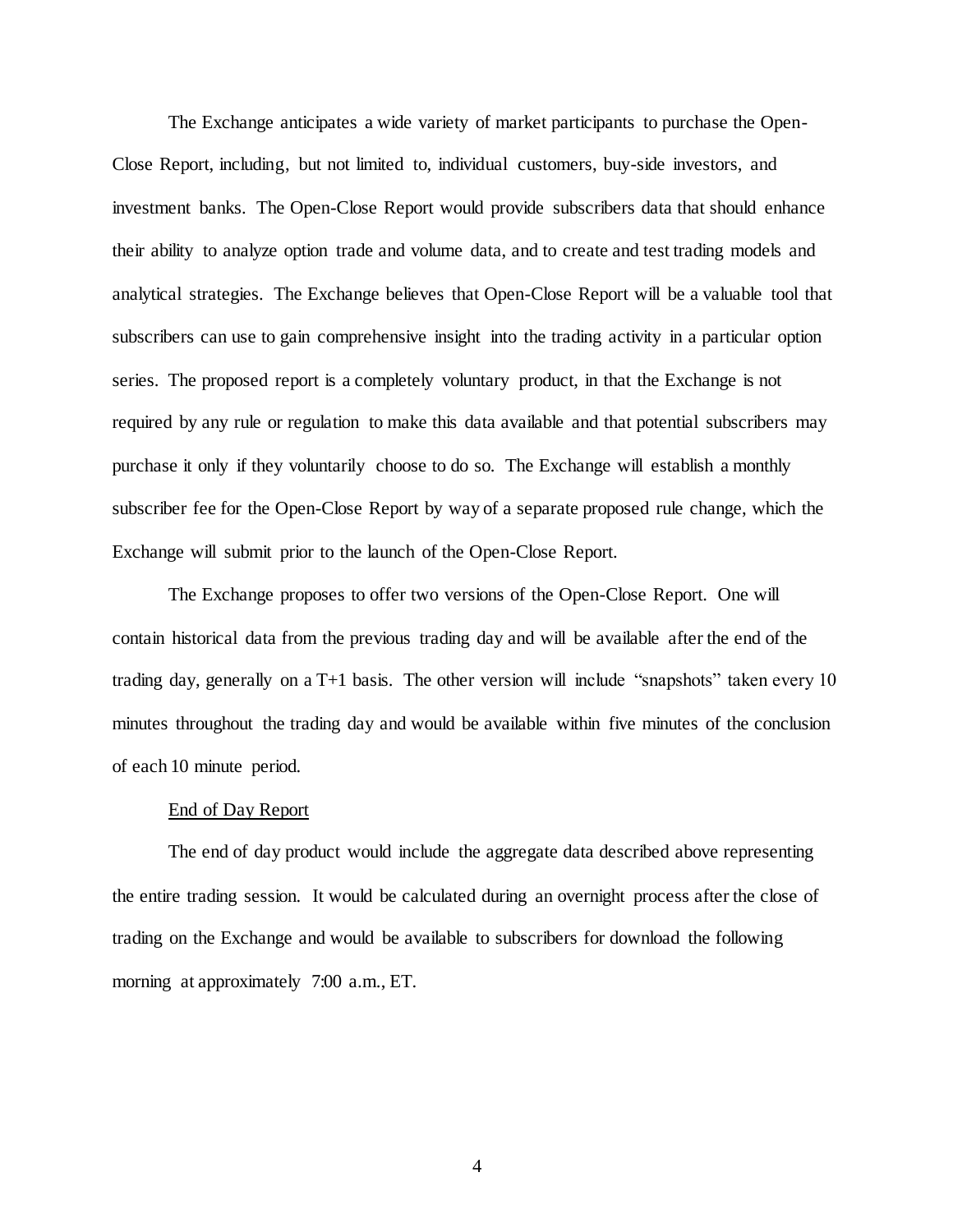The Exchange anticipates a wide variety of market participants to purchase the Open-Close Report, including, but not limited to, individual customers, buy-side investors, and investment banks. The Open-Close Report would provide subscribers data that should enhance their ability to analyze option trade and volume data, and to create and test trading models and analytical strategies. The Exchange believes that Open-Close Report will be a valuable tool that subscribers can use to gain comprehensive insight into the trading activity in a particular option series. The proposed report is a completely voluntary product, in that the Exchange is not required by any rule or regulation to make this data available and that potential subscribers may purchase it only if they voluntarily choose to do so. The Exchange will establish a monthly subscriber fee for the Open-Close Report by way of a separate proposed rule change, which the Exchange will submit prior to the launch of the Open-Close Report.

The Exchange proposes to offer two versions of the Open-Close Report. One will contain historical data from the previous trading day and will be available after the end of the trading day, generally on a T+1 basis. The other version will include "snapshots" taken every 10 minutes throughout the trading day and would be available within five minutes of the conclusion of each 10 minute period.

<u>End of Day Report</u>

The end of day product would include the aggregate data described above representing the entire trading session. It would be calculated during an overnight process after the close of trading on the Exchange and would be available to subscribers for download the following morning at approximately 7:00 a.m., ET.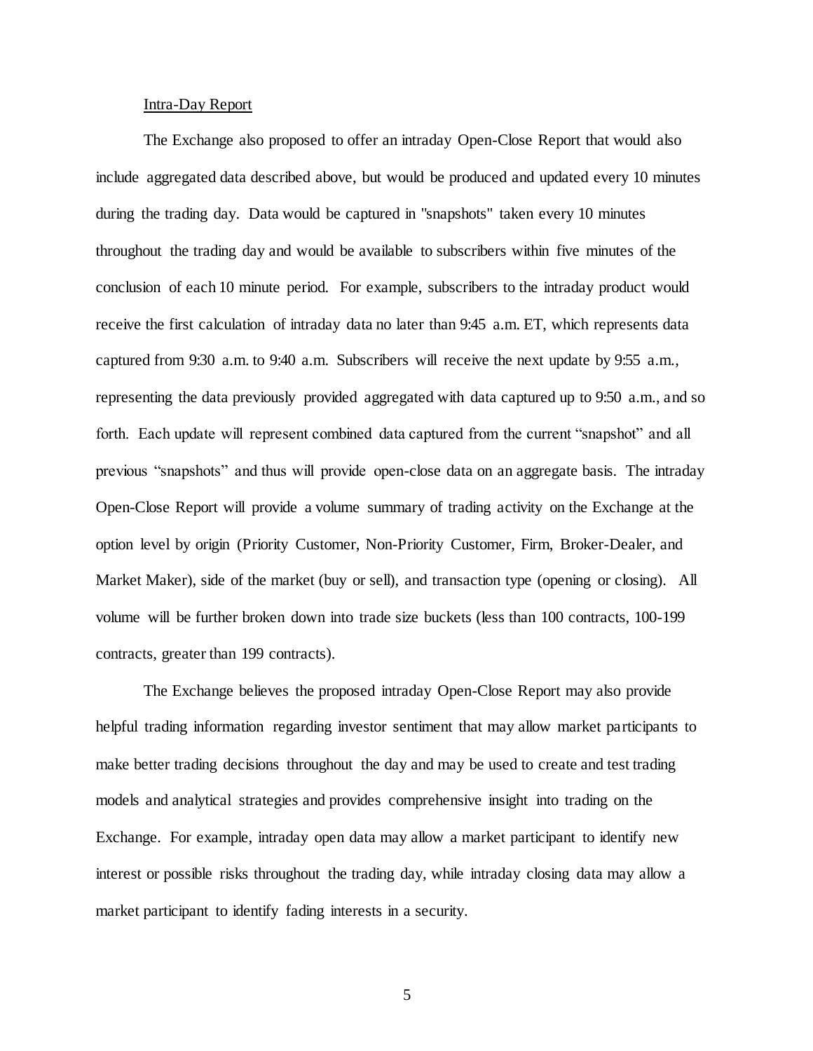Intra-Day Report

The Exchange also proposed to offer an intraday Open-Close Report that would also include aggregated data described above, but would be produced and updated every 10 minutes during the trading day. Data would be captured in "snapshots" taken every 10 minutes throughout the trading day and would be available to subscribers within five minutes of the conclusion of each 10 minute period. For example, subscribers to the intraday product would receive the first calculation of intraday data no later than 9:45 a.m. ET, which represents data captured from 9:30 a.m. to 9:40 a.m. Subscribers will receive the next update by 9:55 a.m., representing the data previously provided aggregated with data captured up to 9:50 a.m., and so forth. Each update will represent combined data captured from the current "snapshot" and all previous "snapshots" and thus will provide open-close data on an aggregate basis. The intraday Open-Close Report will provide a volume summary of trading activity on the Exchange at the option level by origin (Priority Customer, Non-Priority Customer, Firm, Broker-Dealer, and Market Maker), side of the market (buy or sell), and transaction type (opening or closing). All volume will be further broken down into trade size buckets (less than 100 contracts, 100-199 contracts, greater than 199 contracts).

The Exchange believes the proposed intraday Open-Close Report may also provide helpful trading information regarding investor sentiment that may allow market participants to make better trading decisions throughout the day and may be used to create and test trading models and analytical strategies and provides comprehensive insight into trading on the Exchange. For example, intraday open data may allow a market participant to identify new interest or possible risks throughout the trading day, while intraday closing data may allow a market participant to identify fading interests in a security.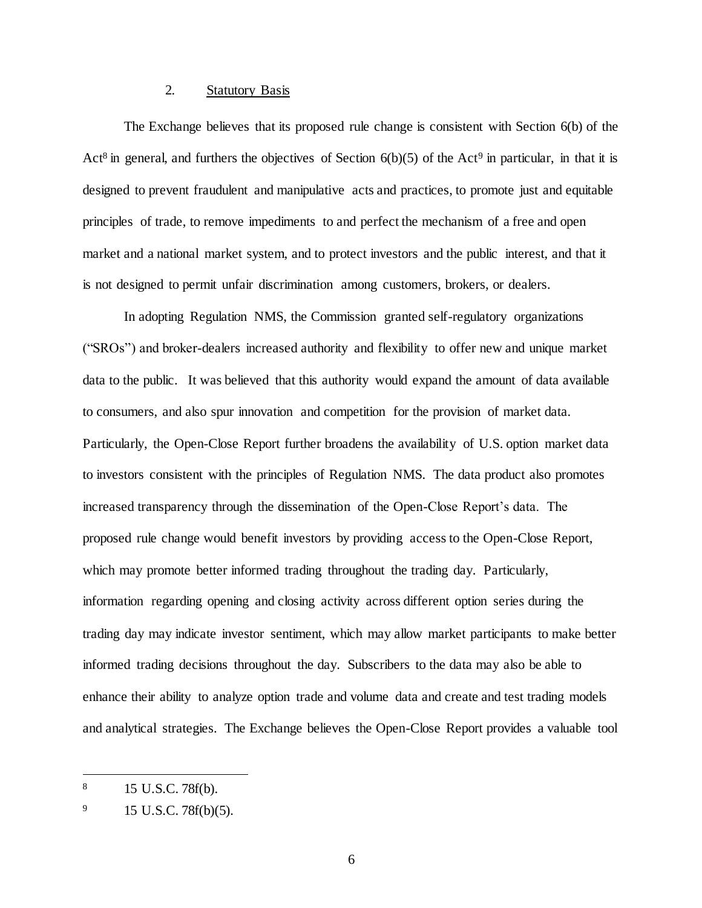## 2. Statutory Basis

The Exchange believes that its proposed rule change is consistent with Section 6(b) of the Act[8] in general, and furthers the objectives of Section 6(b)(5) of the Act[9] in particular, in that it is designed to prevent fraudulent and manipulative acts and practices, to promote just and equitable principles of trade, to remove impediments to and perfect the mechanism of a free and open market and a national market system, and to protect investors and the public interest, and that it is not designed to permit unfair discrimination among customers, brokers, or dealers.

In adopting Regulation NMS, the Commission granted self-regulatory organizations ("SROs") and broker-dealers increased authority and flexibility to offer new and unique market data to the public. It was believed that this authority would expand the amount of data available to consumers, and also spur innovation and competition for the provision of market data. Particularly, the Open-Close Report further broadens the availability of U.S. option market data to investors consistent with the principles of Regulation NMS. The data product also promotes increased transparency through the dissemination of the Open-Close Report's data. The proposed rule change would benefit investors by providing access to the Open-Close Report, which may promote better informed trading throughout the trading day. Particularly, information regarding opening and closing activity across different option series during the trading day may indicate investor sentiment, which may allow market participants to make better informed trading decisions throughout the day. Subscribers to the data may also be able to enhance their ability to analyze option trade and volume data and create and test trading models and analytical strategies. The Exchange believes the Open-Close Report provides a valuable tool

---

[8] 15 U.S.C. 78f(b).

[9] 15 U.S.C. 78f(b)(5).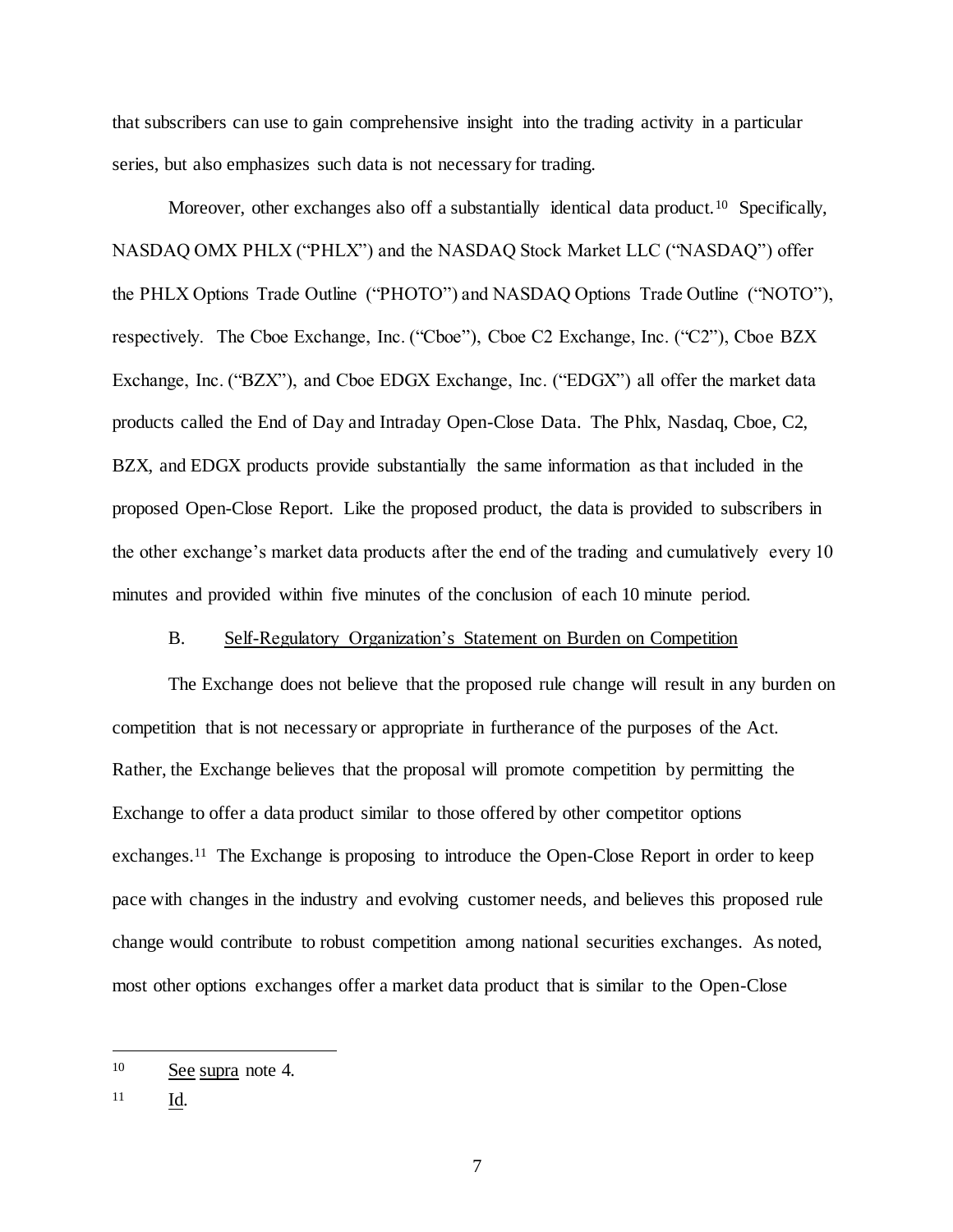that subscribers can use to gain comprehensive insight into the trading activity in a particular series, but also emphasizes such data is not necessary for trading.

Moreover, other exchanges also off a substantially identical data product.[10] Specifically, NASDAQ OMX PHLX ("PHLX") and the NASDAQ Stock Market LLC ("NASDAQ") offer the PHLX Options Trade Outline ("PHOTO") and NASDAQ Options Trade Outline ("NOTO"), respectively. The Cboe Exchange, Inc. ("Cboe"), Cboe C2 Exchange, Inc. ("C2"), Cboe BZX Exchange, Inc. ("BZX"), and Cboe EDGX Exchange, Inc. ("EDGX") all offer the market data products called the End of Day and Intraday Open-Close Data. The Phlx, Nasdaq, Cboe, C2, BZX, and EDGX products provide substantially the same information as that included in the proposed Open-Close Report. Like the proposed product, the data is provided to subscribers in the other exchange's market data products after the end of the trading and cumulatively every 10 minutes and provided within five minutes of the conclusion of each 10 minute period.

B. Self-Regulatory Organization's Statement on Burden on Competition

The Exchange does not believe that the proposed rule change will result in any burden on competition that is not necessary or appropriate in furtherance of the purposes of the Act. Rather, the Exchange believes that the proposal will promote competition by permitting the Exchange to offer a data product similar to those offered by other competitor options exchanges.[11] The Exchange is proposing to introduce the Open-Close Report in order to keep pace with changes in the industry and evolving customer needs, and believes this proposed rule change would contribute to robust competition among national securities exchanges. As noted, most other options exchanges offer a market data product that is similar to the Open-Close

---

[10] See supra note 4.

[11] Id.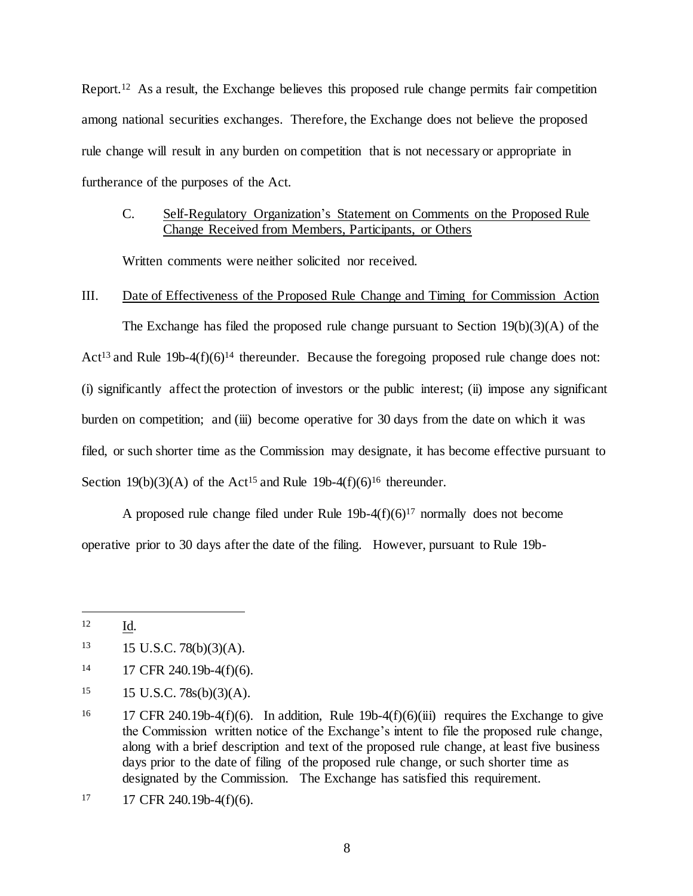Report.[12] As a result, the Exchange believes this proposed rule change permits fair competition among national securities exchanges. Therefore, the Exchange does not believe the proposed rule change will result in any burden on competition that is not necessary or appropriate in furtherance of the purposes of the Act.

C. Self-Regulatory Organization's Statement on Comments on the Proposed Rule Change Received from Members, Participants, or Others

Written comments were neither solicited nor received.

III. Date of Effectiveness of the Proposed Rule Change and Timing for Commission Action

The Exchange has filed the proposed rule change pursuant to Section 19(b)(3)(A) of the Act[13] and Rule 19b-4(f)(6)[14] thereunder. Because the foregoing proposed rule change does not: (i) significantly affect the protection of investors or the public interest; (ii) impose any significant burden on competition; and (iii) become operative for 30 days from the date on which it was filed, or such shorter time as the Commission may designate, it has become effective pursuant to Section 19(b)(3)(A) of the Act[15] and Rule 19b-4(f)(6)[16] thereunder.

A proposed rule change filed under Rule 19b-4(f)(6)[17] normally does not become operative prior to 30 days after the date of the filing. However, pursuant to Rule 19b-

---

[12] Id.

[13] 15 U.S.C. 78(b)(3)(A).

[14] 17 CFR 240.19b-4(f)(6).

[15] 15 U.S.C. 78s(b)(3)(A).

[16] 17 CFR 240.19b-4(f)(6). In addition, Rule 19b-4(f)(6)(iii) requires the Exchange to give the Commission written notice of the Exchange's intent to file the proposed rule change, along with a brief description and text of the proposed rule change, at least five business days prior to the date of filing of the proposed rule change, or such shorter time as designated by the Commission. The Exchange has satisfied this requirement.

[17] 17 CFR 240.19b-4(f)(6).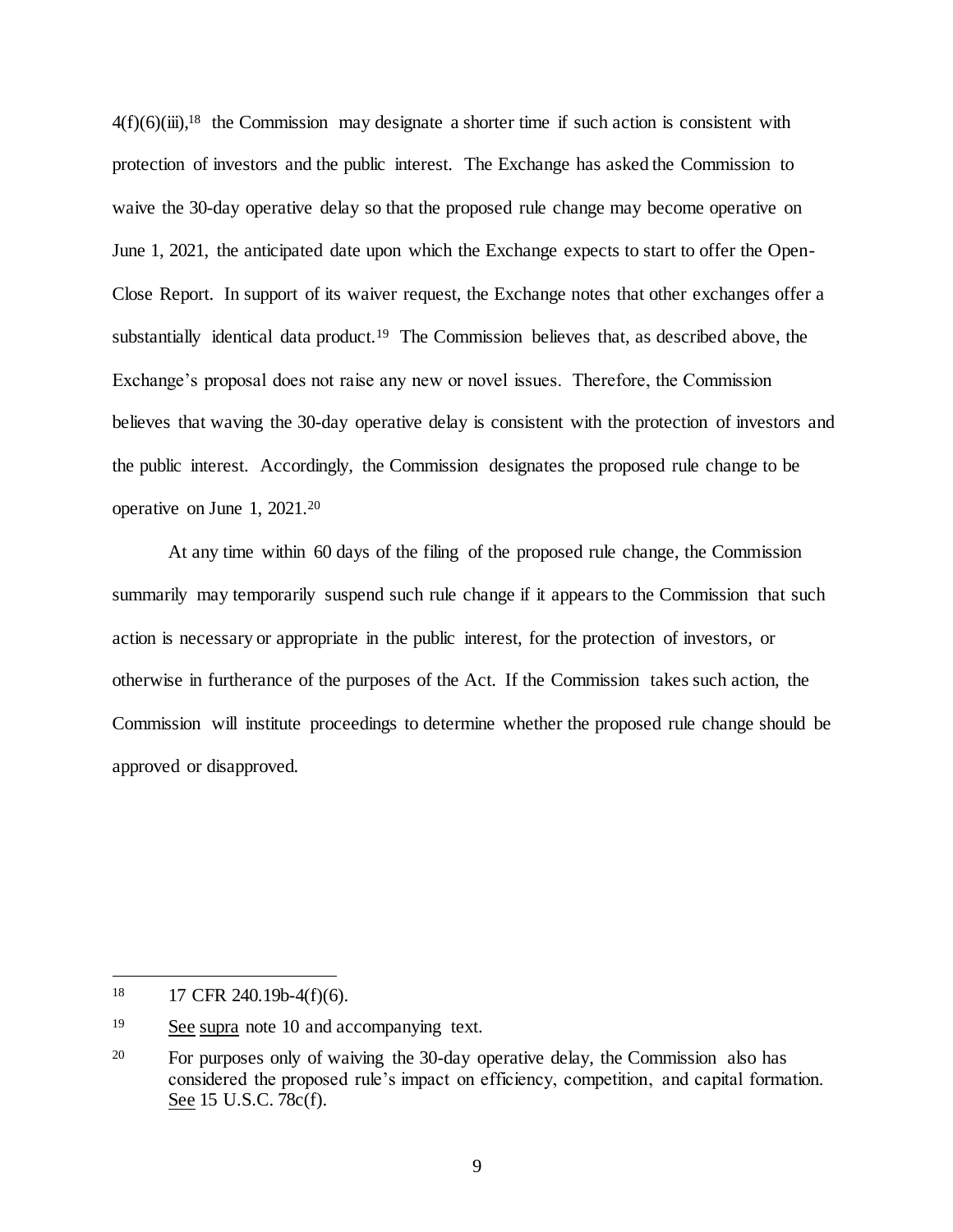4(f)(6)(iii),[18] the Commission may designate a shorter time if such action is consistent with protection of investors and the public interest. The Exchange has asked the Commission to waive the 30-day operative delay so that the proposed rule change may become operative on June 1, 2021, the anticipated date upon which the Exchange expects to start to offer the Open-Close Report. In support of its waiver request, the Exchange notes that other exchanges offer a substantially identical data product.[19] The Commission believes that, as described above, the Exchange's proposal does not raise any new or novel issues. Therefore, the Commission believes that waving the 30-day operative delay is consistent with the protection of investors and the public interest. Accordingly, the Commission designates the proposed rule change to be operative on June 1, 2021.[20]

At any time within 60 days of the filing of the proposed rule change, the Commission summarily may temporarily suspend such rule change if it appears to the Commission that such action is necessary or appropriate in the public interest, for the protection of investors, or otherwise in furtherance of the purposes of the Act. If the Commission takes such action, the Commission will institute proceedings to determine whether the proposed rule change should be approved or disapproved.

---

[18] 17 CFR 240.19b-4(f)(6).

[19] See supra note 10 and accompanying text.

[20] For purposes only of waiving the 30-day operative delay, the Commission also has considered the proposed rule's impact on efficiency, competition, and capital formation. See 15 U.S.C. 78c(f).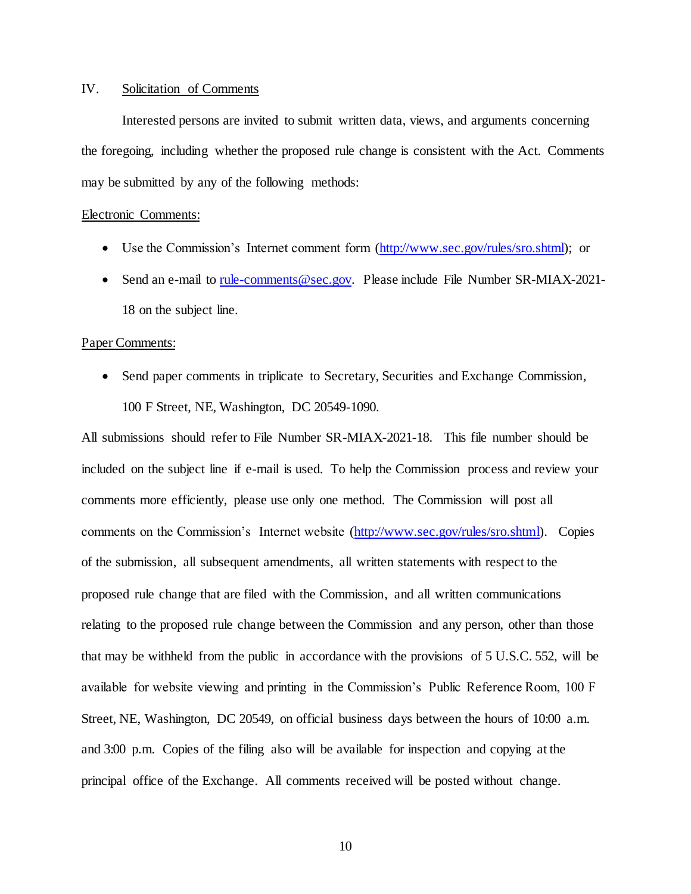## IV. Solicitation of Comments

Interested persons are invited to submit written data, views, and arguments concerning the foregoing, including whether the proposed rule change is consistent with the Act. Comments may be submitted by any of the following methods:

Electronic Comments:

- Use the Commission's Internet comment form (http://www.sec.gov/rules/sro.shtml); or
- Send an e-mail to rule-comments@sec.gov. Please include File Number SR-MIAX-2021-18 on the subject line.

Paper Comments:

- Send paper comments in triplicate to Secretary, Securities and Exchange Commission, 100 F Street, NE, Washington, DC 20549-1090.

All submissions should refer to File Number SR-MIAX-2021-18. This file number should be included on the subject line if e-mail is used. To help the Commission process and review your comments more efficiently, please use only one method. The Commission will post all comments on the Commission's Internet website (http://www.sec.gov/rules/sro.shtml). Copies of the submission, all subsequent amendments, all written statements with respect to the proposed rule change that are filed with the Commission, and all written communications relating to the proposed rule change between the Commission and any person, other than those that may be withheld from the public in accordance with the provisions of 5 U.S.C. 552, will be available for website viewing and printing in the Commission's Public Reference Room, 100 F Street, NE, Washington, DC 20549, on official business days between the hours of 10:00 a.m. and 3:00 p.m. Copies of the filing also will be available for inspection and copying at the principal office of the Exchange. All comments received will be posted without change.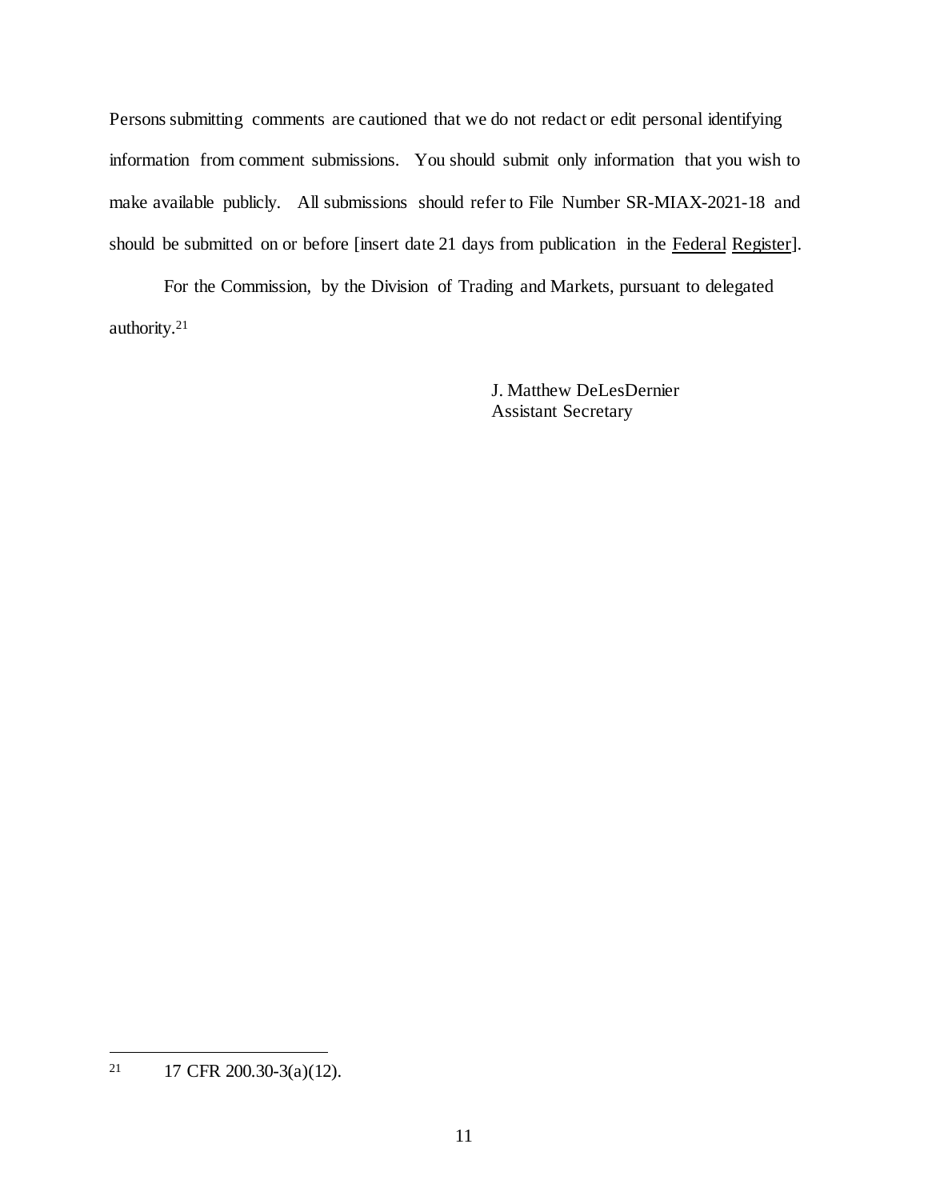Persons submitting comments are cautioned that we do not redact or edit personal identifying information from comment submissions. You should submit only information that you wish to make available publicly. All submissions should refer to File Number SR-MIAX-2021-18 and should be submitted on or before [insert date 21 days from publication in the Federal Register].

For the Commission, by the Division of Trading and Markets, pursuant to delegated authority.[21]

J. Matthew DeLesDernier
Assistant Secretary

---

[21] 17 CFR 200.30-3(a)(12).